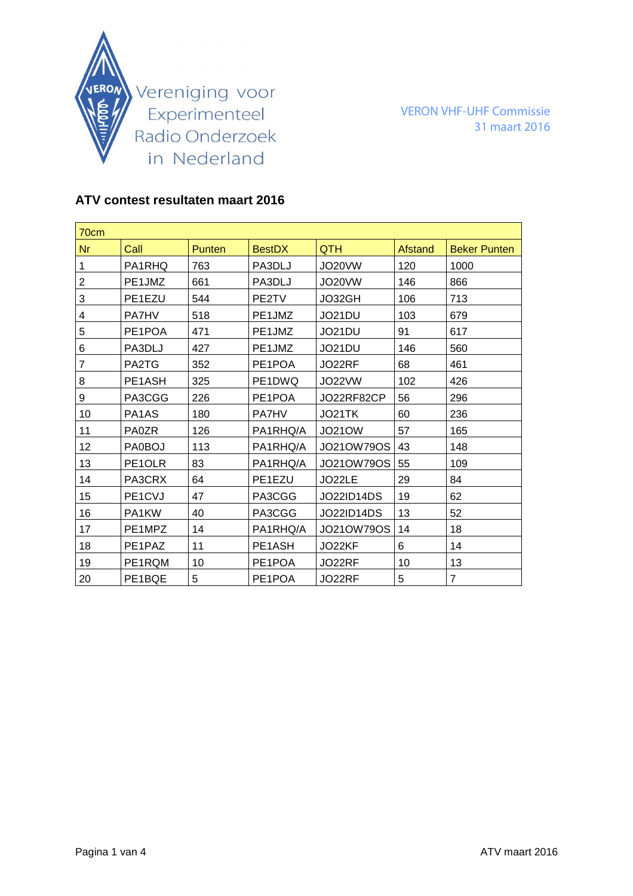Vereniging voor Experimenteel Radio Onderzoek in Nederland

VERON VHF-UHF Commissie
31 maart 2016

## ATV contest resultaten maart 2016

| 70cm | | | | | | |
|---|---|---|---|---|---|---|
| Nr | Call | Punten | BestDX | QTH | Afstand | Beker Punten |
| 1 | PA1RHQ | 763 | PA3DLJ | JO20VW | 120 | 1000 |
| 2 | PE1JMZ | 661 | PA3DLJ | JO20VW | 146 | 866 |
| 3 | PE1EZU | 544 | PE2TV | JO32GH | 106 | 713 |
| 4 | PA7HV | 518 | PE1JMZ | JO21DU | 103 | 679 |
| 5 | PE1POA | 471 | PE1JMZ | JO21DU | 91 | 617 |
| 6 | PA3DLJ | 427 | PE1JMZ | JO21DU | 146 | 560 |
| 7 | PA2TG | 352 | PE1POA | JO22RF | 68 | 461 |
| 8 | PE1ASH | 325 | PE1DWQ | JO22VW | 102 | 426 |
| 9 | PA3CGG | 226 | PE1POA | JO22RF82CP | 56 | 296 |
| 10 | PA1AS | 180 | PA7HV | JO21TK | 60 | 236 |
| 11 | PA0ZR | 126 | PA1RHQ/A | JO21OW | 57 | 165 |
| 12 | PA0BOJ | 113 | PA1RHQ/A | JO21OW79OS | 43 | 148 |
| 13 | PE1OLR | 83 | PA1RHQ/A | JO21OW79OS | 55 | 109 |
| 14 | PA3CRX | 64 | PE1EZU | JO22LE | 29 | 84 |
| 15 | PE1CVJ | 47 | PA3CGG | JO22ID14DS | 19 | 62 |
| 16 | PA1KW | 40 | PA3CGG | JO22ID14DS | 13 | 52 |
| 17 | PE1MPZ | 14 | PA1RHQ/A | JO21OW79OS | 14 | 18 |
| 18 | PE1PAZ | 11 | PE1ASH | JO22KF | 6 | 14 |
| 19 | PE1RQM | 10 | PE1POA | JO22RF | 10 | 13 |
| 20 | PE1BQE | 5 | PE1POA | JO22RF | 5 | 7 |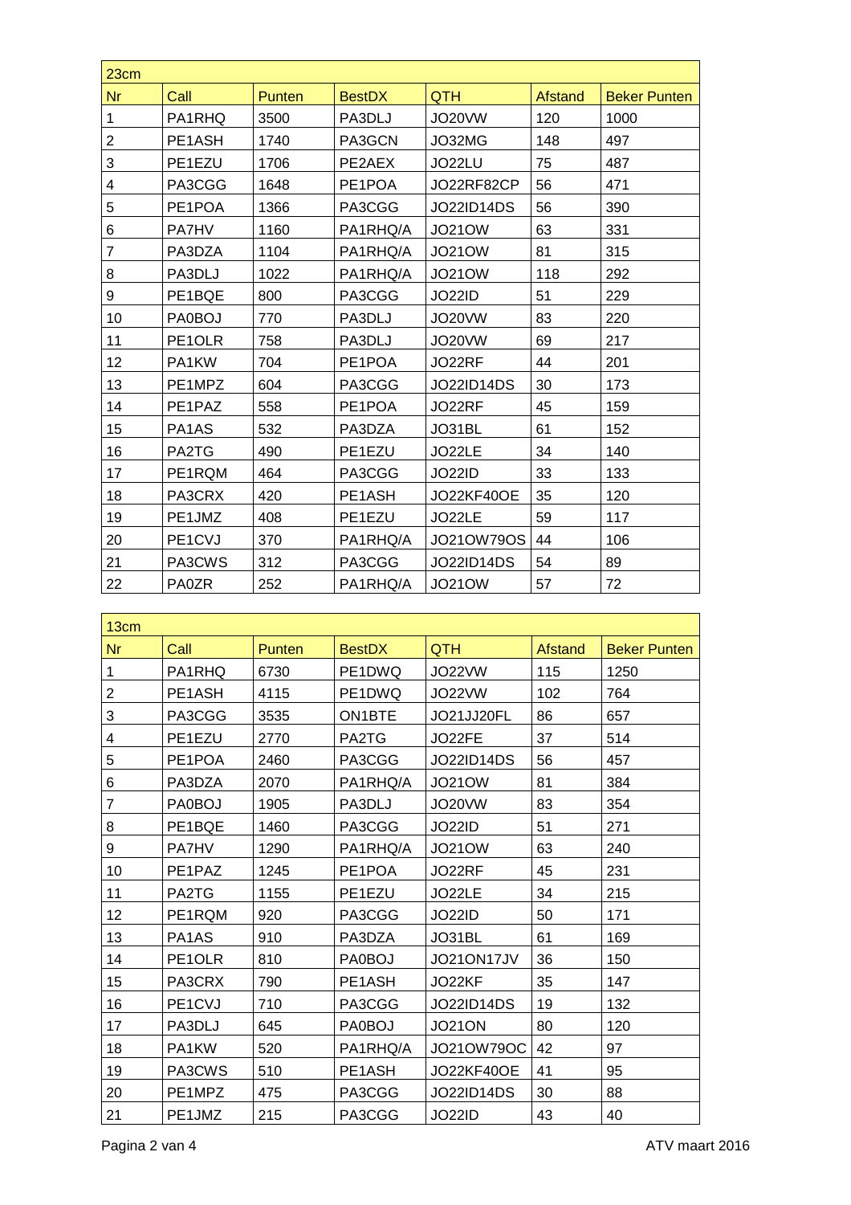| 23cm | | | | | | |
|---|---|---|---|---|---|---|
| Nr | Call | Punten | BestDX | QTH | Afstand | Beker Punten |
| 1 | PA1RHQ | 3500 | PA3DLJ | JO20VW | 120 | 1000 |
| 2 | PE1ASH | 1740 | PA3GCN | JO32MG | 148 | 497 |
| 3 | PE1EZU | 1706 | PE2AEX | JO22LU | 75 | 487 |
| 4 | PA3CGG | 1648 | PE1POA | JO22RF82CP | 56 | 471 |
| 5 | PE1POA | 1366 | PA3CGG | JO22ID14DS | 56 | 390 |
| 6 | PA7HV | 1160 | PA1RHQ/A | JO21OW | 63 | 331 |
| 7 | PA3DZA | 1104 | PA1RHQ/A | JO21OW | 81 | 315 |
| 8 | PA3DLJ | 1022 | PA1RHQ/A | JO21OW | 118 | 292 |
| 9 | PE1BQE | 800 | PA3CGG | JO22ID | 51 | 229 |
| 10 | PA0BOJ | 770 | PA3DLJ | JO20VW | 83 | 220 |
| 11 | PE1OLR | 758 | PA3DLJ | JO20VW | 69 | 217 |
| 12 | PA1KW | 704 | PE1POA | JO22RF | 44 | 201 |
| 13 | PE1MPZ | 604 | PA3CGG | JO22ID14DS | 30 | 173 |
| 14 | PE1PAZ | 558 | PE1POA | JO22RF | 45 | 159 |
| 15 | PA1AS | 532 | PA3DZA | JO31BL | 61 | 152 |
| 16 | PA2TG | 490 | PE1EZU | JO22LE | 34 | 140 |
| 17 | PE1RQM | 464 | PA3CGG | JO22ID | 33 | 133 |
| 18 | PA3CRX | 420 | PE1ASH | JO22KF40OE | 35 | 120 |
| 19 | PE1JMZ | 408 | PE1EZU | JO22LE | 59 | 117 |
| 20 | PE1CVJ | 370 | PA1RHQ/A | JO21OW79OS | 44 | 106 |
| 21 | PA3CWS | 312 | PA3CGG | JO22ID14DS | 54 | 89 |
| 22 | PA0ZR | 252 | PA1RHQ/A | JO21OW | 57 | 72 |

| 13cm | | | | | | |
|---|---|---|---|---|---|---|
| Nr | Call | Punten | BestDX | QTH | Afstand | Beker Punten |
| 1 | PA1RHQ | 6730 | PE1DWQ | JO22VW | 115 | 1250 |
| 2 | PE1ASH | 4115 | PE1DWQ | JO22VW | 102 | 764 |
| 3 | PA3CGG | 3535 | ON1BTE | JO21JJ20FL | 86 | 657 |
| 4 | PE1EZU | 2770 | PA2TG | JO22FE | 37 | 514 |
| 5 | PE1POA | 2460 | PA3CGG | JO22ID14DS | 56 | 457 |
| 6 | PA3DZA | 2070 | PA1RHQ/A | JO21OW | 81 | 384 |
| 7 | PA0BOJ | 1905 | PA3DLJ | JO20VW | 83 | 354 |
| 8 | PE1BQE | 1460 | PA3CGG | JO22ID | 51 | 271 |
| 9 | PA7HV | 1290 | PA1RHQ/A | JO21OW | 63 | 240 |
| 10 | PE1PAZ | 1245 | PE1POA | JO22RF | 45 | 231 |
| 11 | PA2TG | 1155 | PE1EZU | JO22LE | 34 | 215 |
| 12 | PE1RQM | 920 | PA3CGG | JO22ID | 50 | 171 |
| 13 | PA1AS | 910 | PA3DZA | JO31BL | 61 | 169 |
| 14 | PE1OLR | 810 | PA0BOJ | JO21ON17JV | 36 | 150 |
| 15 | PA3CRX | 790 | PE1ASH | JO22KF | 35 | 147 |
| 16 | PE1CVJ | 710 | PA3CGG | JO22ID14DS | 19 | 132 |
| 17 | PA3DLJ | 645 | PA0BOJ | JO21ON | 80 | 120 |
| 18 | PA1KW | 520 | PA1RHQ/A | JO21OW79OC | 42 | 97 |
| 19 | PA3CWS | 510 | PE1ASH | JO22KF40OE | 41 | 95 |
| 20 | PE1MPZ | 475 | PA3CGG | JO22ID14DS | 30 | 88 |
| 21 | PE1JMZ | 215 | PA3CGG | JO22ID | 43 | 40 |

ATV maart 2016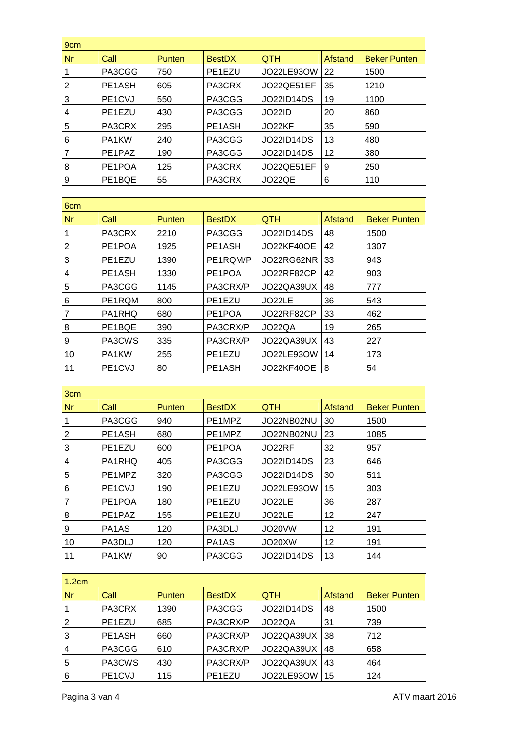| 9cm | | | | | | |
|---|---|---|---|---|---|---|
| Nr | Call | Punten | BestDX | QTH | Afstand | Beker Punten |
| 1 | PA3CGG | 750 | PE1EZU | JO22LE93OW | 22 | 1500 |
| 2 | PE1ASH | 605 | PA3CRX | JO22QE51EF | 35 | 1210 |
| 3 | PE1CVJ | 550 | PA3CGG | JO22ID14DS | 19 | 1100 |
| 4 | PE1EZU | 430 | PA3CGG | JO22ID | 20 | 860 |
| 5 | PA3CRX | 295 | PE1ASH | JO22KF | 35 | 590 |
| 6 | PA1KW | 240 | PA3CGG | JO22ID14DS | 13 | 480 |
| 7 | PE1PAZ | 190 | PA3CGG | JO22ID14DS | 12 | 380 |
| 8 | PE1POA | 125 | PA3CRX | JO22QE51EF | 9 | 250 |
| 9 | PE1BQE | 55 | PA3CRX | JO22QE | 6 | 110 |

| 6cm | | | | | | |
|---|---|---|---|---|---|---|
| Nr | Call | Punten | BestDX | QTH | Afstand | Beker Punten |
| 1 | PA3CRX | 2210 | PA3CGG | JO22ID14DS | 48 | 1500 |
| 2 | PE1POA | 1925 | PE1ASH | JO22KF40OE | 42 | 1307 |
| 3 | PE1EZU | 1390 | PE1RQM/P | JO22RG62NR | 33 | 943 |
| 4 | PE1ASH | 1330 | PE1POA | JO22RF82CP | 42 | 903 |
| 5 | PA3CGG | 1145 | PA3CRX/P | JO22QA39UX | 48 | 777 |
| 6 | PE1RQM | 800 | PE1EZU | JO22LE | 36 | 543 |
| 7 | PA1RHQ | 680 | PE1POA | JO22RF82CP | 33 | 462 |
| 8 | PE1BQE | 390 | PA3CRX/P | JO22QA | 19 | 265 |
| 9 | PA3CWS | 335 | PA3CRX/P | JO22QA39UX | 43 | 227 |
| 10 | PA1KW | 255 | PE1EZU | JO22LE93OW | 14 | 173 |
| 11 | PE1CVJ | 80 | PE1ASH | JO22KF40OE | 8 | 54 |

| 3cm | | | | | | |
|---|---|---|---|---|---|---|
| Nr | Call | Punten | BestDX | QTH | Afstand | Beker Punten |
| 1 | PA3CGG | 940 | PE1MPZ | JO22NB02NU | 30 | 1500 |
| 2 | PE1ASH | 680 | PE1MPZ | JO22NB02NU | 23 | 1085 |
| 3 | PE1EZU | 600 | PE1POA | JO22RF | 32 | 957 |
| 4 | PA1RHQ | 405 | PA3CGG | JO22ID14DS | 23 | 646 |
| 5 | PE1MPZ | 320 | PA3CGG | JO22ID14DS | 30 | 511 |
| 6 | PE1CVJ | 190 | PE1EZU | JO22LE93OW | 15 | 303 |
| 7 | PE1POA | 180 | PE1EZU | JO22LE | 36 | 287 |
| 8 | PE1PAZ | 155 | PE1EZU | JO22LE | 12 | 247 |
| 9 | PA1AS | 120 | PA3DLJ | JO20VW | 12 | 191 |
| 10 | PA3DLJ | 120 | PA1AS | JO20XW | 12 | 191 |
| 11 | PA1KW | 90 | PA3CGG | JO22ID14DS | 13 | 144 |

| 1.2cm | | | | | | |
|---|---|---|---|---|---|---|
| Nr | Call | Punten | BestDX | QTH | Afstand | Beker Punten |
| 1 | PA3CRX | 1390 | PA3CGG | JO22ID14DS | 48 | 1500 |
| 2 | PE1EZU | 685 | PA3CRX/P | JO22QA | 31 | 739 |
| 3 | PE1ASH | 660 | PA3CRX/P | JO22QA39UX | 38 | 712 |
| 4 | PA3CGG | 610 | PA3CRX/P | JO22QA39UX | 48 | 658 |
| 5 | PA3CWS | 430 | PA3CRX/P | JO22QA39UX | 43 | 464 |
| 6 | PE1CVJ | 115 | PE1EZU | JO22LE93OW | 15 | 124 |

ATV maart 2016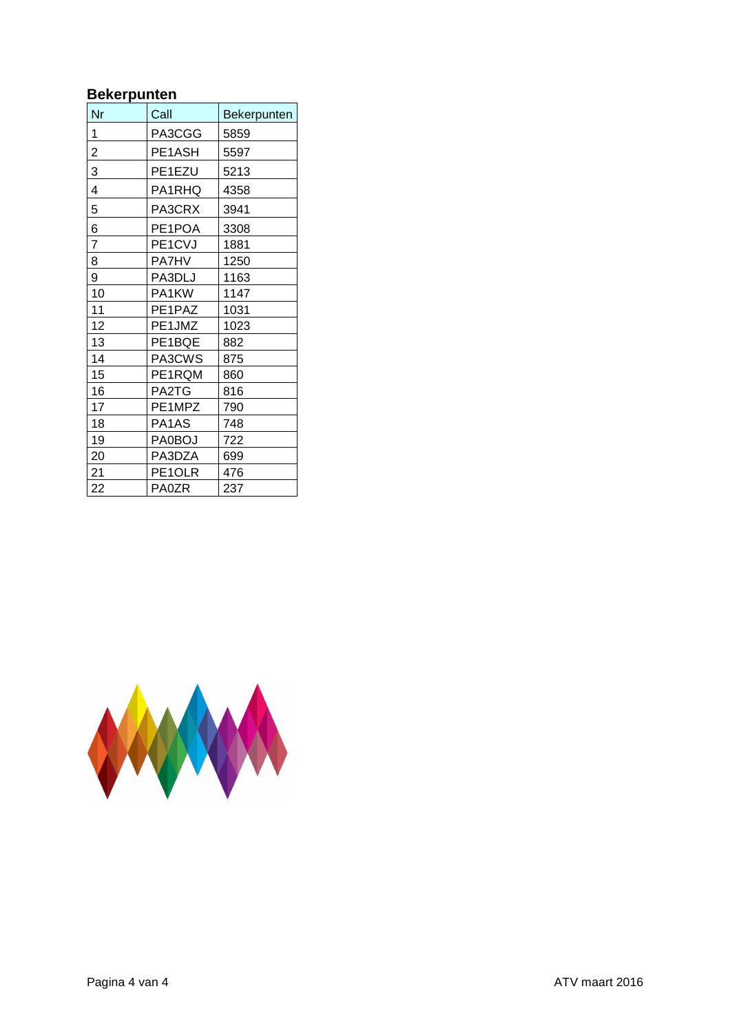## Bekerpunten

| Nr | Call | Bekerpunten |
| --- | --- | --- |
| 1 | PA3CGG | 5859 |
| 2 | PE1ASH | 5597 |
| 3 | PE1EZU | 5213 |
| 4 | PA1RHQ | 4358 |
| 5 | PA3CRX | 3941 |
| 6 | PE1POA | 3308 |
| 7 | PE1CVJ | 1881 |
| 8 | PA7HV | 1250 |
| 9 | PA3DLJ | 1163 |
| 10 | PA1KW | 1147 |
| 11 | PE1PAZ | 1031 |
| 12 | PE1JMZ | 1023 |
| 13 | PE1BQE | 882 |
| 14 | PA3CWS | 875 |
| 15 | PE1RQM | 860 |
| 16 | PA2TG | 816 |
| 17 | PE1MPZ | 790 |
| 18 | PA1AS | 748 |
| 19 | PA0BOJ | 722 |
| 20 | PA3DZA | 699 |
| 21 | PE1OLR | 476 |
| 22 | PA0ZR | 237 |